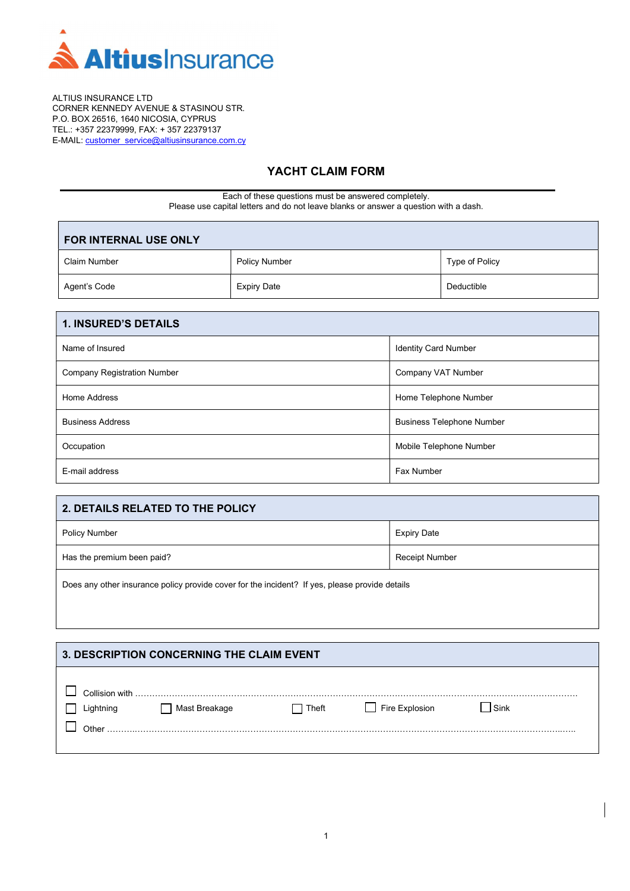AltiusInsurance

ALTIUS INSURANCE LTD
CORNER KENNEDY AVENUE & STASINOU STR.
P.O. BOX 26516, 1640 NICOSIA, CYPRUS
TEL.: +357 22379999, FAX: + 357 22379137
E-MAIL: customer_service@altiusinsurance.com.cy

# YACHT CLAIM FORM

Each of these questions must be answered completely.
Please use capital letters and do not leave blanks or answer a question with a dash.

| FOR INTERNAL USE ONLY | | |
|---|---|---|
| Claim Number | Policy Number | Type of Policy |
| Agent's Code | Expiry Date | Deductible |

## 1. INSURED'S DETAILS

| | |
|---|---|
| Name of Insured | Identity Card Number |
| Company Registration Number | Company VAT Number |
| Home Address | Home Telephone Number |
| Business Address | Business Telephone Number |
| Occupation | Mobile Telephone Number |
| E-mail address | Fax Number |

## 2. DETAILS RELATED TO THE POLICY

| | |
|---|---|
| Policy Number | Expiry Date |
| Has the premium been paid? | Receipt Number |

Does any other insurance policy provide cover for the incident? If yes, please provide details

## 3. DESCRIPTION CONCERNING THE CLAIM EVENT

☐ Collision with ……………………………………………………………………………………………………………………………………

☐ Lightning ☐ Mast Breakage ☐ Theft ☐ Fire Explosion ☐ Sink

☐ Other ……………………………………………………………………………………………………………………………………………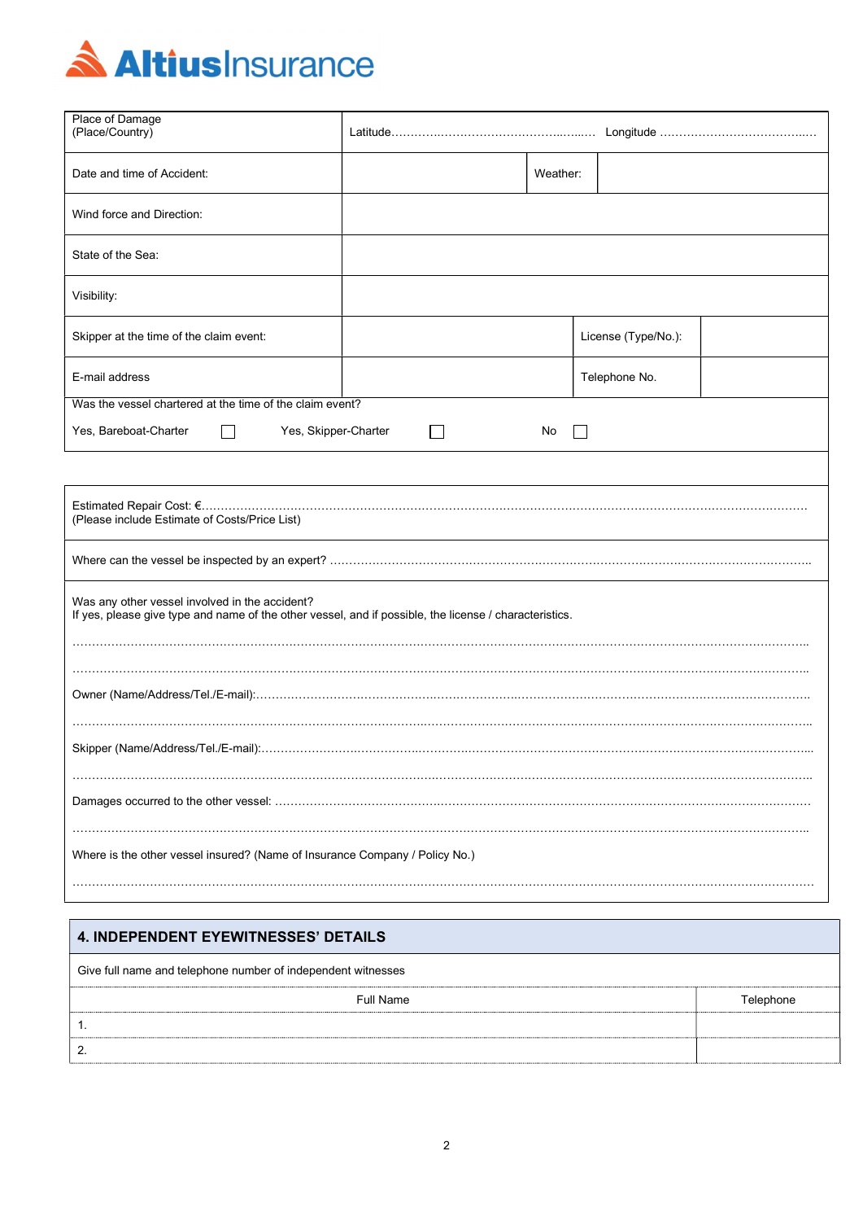**AltiusInsurance**

| Place of Damage (Place/Country) | Latitude………………………………………………… Longitude ………………………………… | | |
|---|---|---|---|
| Date and time of Accident: | | Weather: | |
| Wind force and Direction: | | | |
| State of the Sea: | | | |
| Visibility: | | | |
| Skipper at the time of the claim event: | | License (Type/No.): | |
| E-mail address | | Telephone No. | |

Was the vessel chartered at the time of the claim event?

Yes, Bareboat-Charter ☐ Yes, Skipper-Charter ☐ No ☐

Estimated Repair Cost: €………………………………………………………………………………………………………………………………………
(Please include Estimate of Costs/Price List)

Where can the vessel be inspected by an expert? ……………………………………………………………………………………………………

Was any other vessel involved in the accident?
If yes, please give type and name of the other vessel, and if possible, the license / characteristics.

……………………………………………………………………………………………………………………………………………………………………

……………………………………………………………………………………………………………………………………………………………………

Owner (Name/Address/Tel./E-mail):……………………………………………………………………………………………………………………

……………………………………………………………………………………………………………………………………………………………………

Skipper (Name/Address/Tel./E-mail):……………………………………………………………………………………………………………………

……………………………………………………………………………………………………………………………………………………………………

Damages occurred to the other vessel: ………………………………………………………………………………………………………………

……………………………………………………………………………………………………………………………………………………………………

Where is the other vessel insured? (Name of Insurance Company / Policy No.)

……………………………………………………………………………………………………………………………………………………………………

## 4. INDEPENDENT EYEWITNESSES' DETAILS

Give full name and telephone number of independent witnesses

| Full Name | Telephone |
|---|---|
| 1. | |
| 2. | |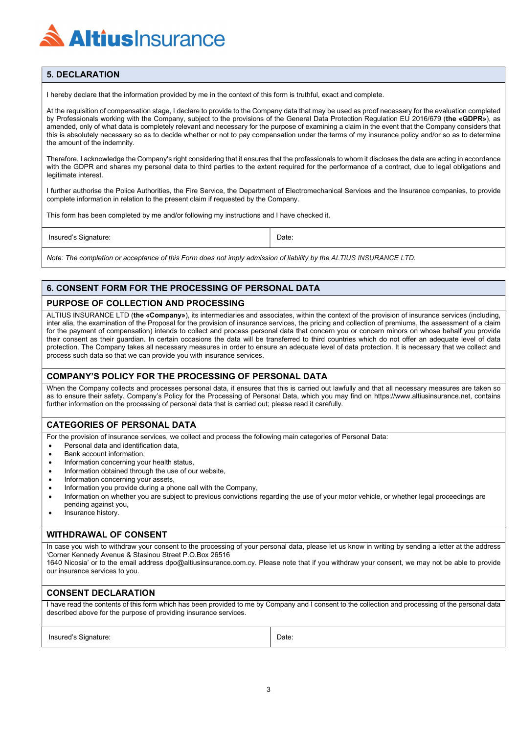## 5. DECLARATION

I hereby declare that the information provided by me in the context of this form is truthful, exact and complete.

At the requisition of compensation stage, I declare to provide to the Company data that may be used as proof necessary for the evaluation completed by Professionals working with the Company, subject to the provisions of the General Data Protection Regulation EU 2016/679 (**the «GDPR»**), as amended, only of what data is completely relevant and necessary for the purpose of examining a claim in the event that the Company considers that this is absolutely necessary so as to decide whether or not to pay compensation under the terms of my insurance policy and/or so as to determine the amount of the indemnity.

Therefore, I acknowledge the Company's right considering that it ensures that the professionals to whom it discloses the data are acting in accordance with the GDPR and shares my personal data to third parties to the extent required for the performance of a contract, due to legal obligations and legitimate interest.

I further authorise the Police Authorities, the Fire Service, the Department of Electromechanical Services and the Insurance companies, to provide complete information in relation to the present claim if requested by the Company.

This form has been completed by me and/or following my instructions and I have checked it.

| | |
|---|---|
| Insured's Signature: | Date: |

*Note: The completion or acceptance of this Form does not imply admission of liability by the ALTIUS INSURANCE LTD.*

## 6. CONSENT FORM FOR THE PROCESSING OF PERSONAL DATA

### PURPOSE OF COLLECTION AND PROCESSING

ALTIUS INSURANCE LTD (**the «Company»**), its intermediaries and associates, within the context of the provision of insurance services (including, inter alia, the examination of the Proposal for the provision of insurance services, the pricing and collection of premiums, the assessment of a claim for the payment of compensation) intends to collect and process personal data that concern you or concern minors on whose behalf you provide their consent as their guardian. In certain occasions the data will be transferred to third countries which do not offer an adequate level of data protection. The Company takes all necessary measures in order to ensure an adequate level of data protection. It is necessary that we collect and process such data so that we can provide you with insurance services.

### COMPANY'S POLICY FOR THE PROCESSING OF PERSONAL DATA

When the Company collects and processes personal data, it ensures that this is carried out lawfully and that all necessary measures are taken so as to ensure their safety. Company's Policy for the Processing of Personal Data, which you may find on https://www.altiusinsurance.net, contains further information on the processing of personal data that is carried out; please read it carefully.

### CATEGORIES OF PERSONAL DATA

For the provision of insurance services, we collect and process the following main categories of Personal Data:

- Personal data and identification data,
- Bank account information,
- Information concerning your health status,
- Information obtained through the use of our website,
- Information concerning your assets,
- Information you provide during a phone call with the Company,
- Information on whether you are subject to previous convictions regarding the use of your motor vehicle, or whether legal proceedings are pending against you,
- Insurance history.

### WITHDRAWAL OF CONSENT

In case you wish to withdraw your consent to the processing of your personal data, please let us know in writing by sending a letter at the address 'Corner Kennedy Avenue & Stasinou Street P.O.Box 26516
1640 Nicosia' or to the email address dpo@altiusinsurance.com.cy. Please note that if you withdraw your consent, we may not be able to provide our insurance services to you.

### CONSENT DECLARATION

I have read the contents of this form which has been provided to me by Company and I consent to the collection and processing of the personal data described above for the purpose of providing insurance services.

| | |
|---|---|
| Insured's Signature: | Date: |